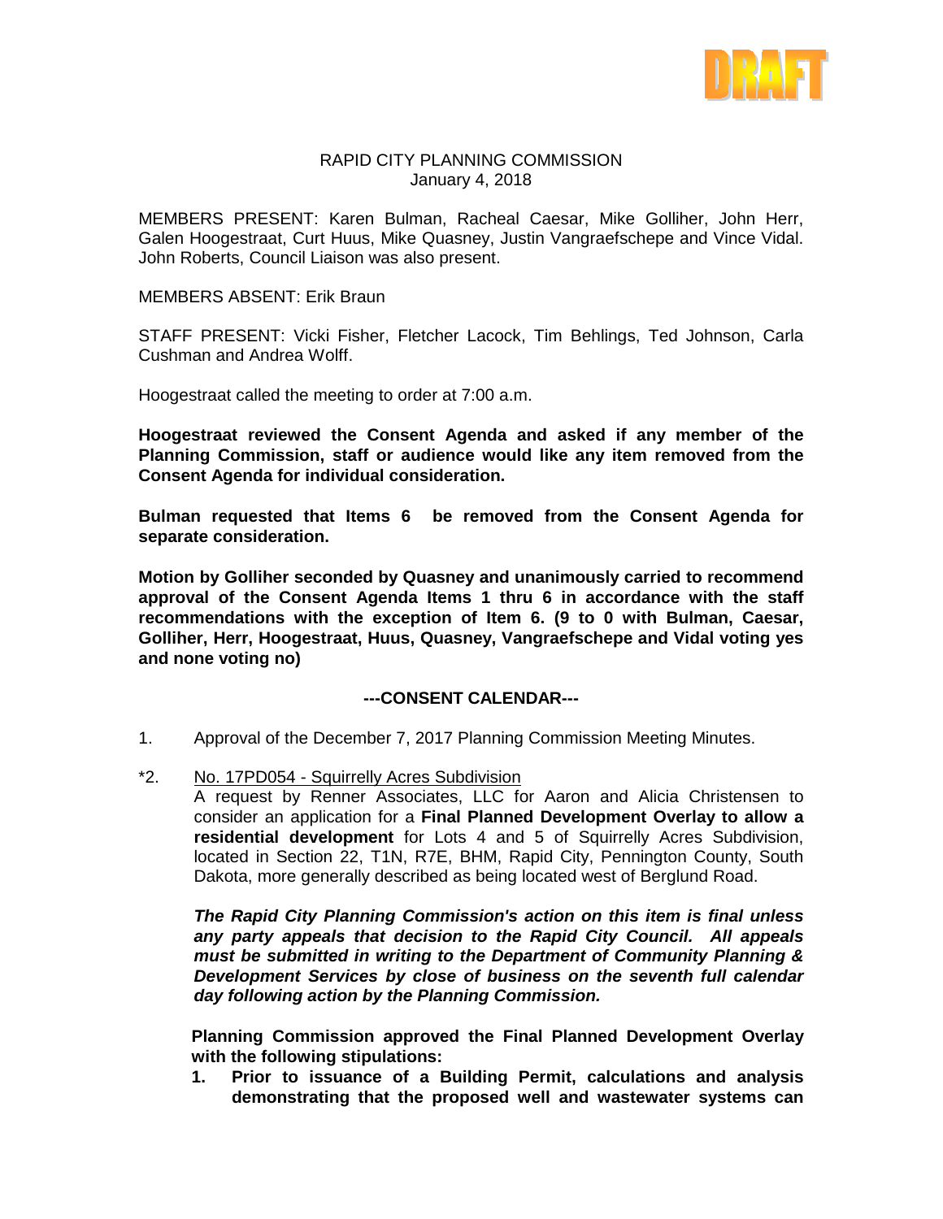DRAFT

RAPID CITY PLANNING COMMISSION
January 4, 2018

MEMBERS PRESENT: Karen Bulman, Racheal Caesar, Mike Golliher, John Herr, Galen Hoogestraat, Curt Huus, Mike Quasney, Justin Vangraefschepe and Vince Vidal. John Roberts, Council Liaison was also present.

MEMBERS ABSENT: Erik Braun

STAFF PRESENT: Vicki Fisher, Fletcher Lacock, Tim Behlings, Ted Johnson, Carla Cushman and Andrea Wolff.

Hoogestraat called the meeting to order at 7:00 a.m.

**Hoogestraat reviewed the Consent Agenda and asked if any member of the Planning Commission, staff or audience would like any item removed from the Consent Agenda for individual consideration.**

**Bulman requested that Items 6 be removed from the Consent Agenda for separate consideration.**

**Motion by Golliher seconded by Quasney and unanimously carried to recommend approval of the Consent Agenda Items 1 thru 6 in accordance with the staff recommendations with the exception of Item 6. (9 to 0 with Bulman, Caesar, Golliher, Herr, Hoogestraat, Huus, Quasney, Vangraefschepe and Vidal voting yes and none voting no)**

**---CONSENT CALENDAR---**

1. Approval of the December 7, 2017 Planning Commission Meeting Minutes.

*2. No. 17PD054 - Squirrelly Acres Subdivision
A request by Renner Associates, LLC for Aaron and Alicia Christensen to consider an application for a **Final Planned Development Overlay to allow a residential development** for Lots 4 and 5 of Squirrelly Acres Subdivision, located in Section 22, T1N, R7E, BHM, Rapid City, Pennington County, South Dakota, more generally described as being located west of Berglund Road.

***The Rapid City Planning Commission's action on this item is final unless any party appeals that decision to the Rapid City Council. All appeals must be submitted in writing to the Department of Community Planning & Development Services by close of business on the seventh full calendar day following action by the Planning Commission.***

**Planning Commission approved the Final Planned Development Overlay with the following stipulations:**

1. **Prior to issuance of a Building Permit, calculations and analysis demonstrating that the proposed well and wastewater systems can**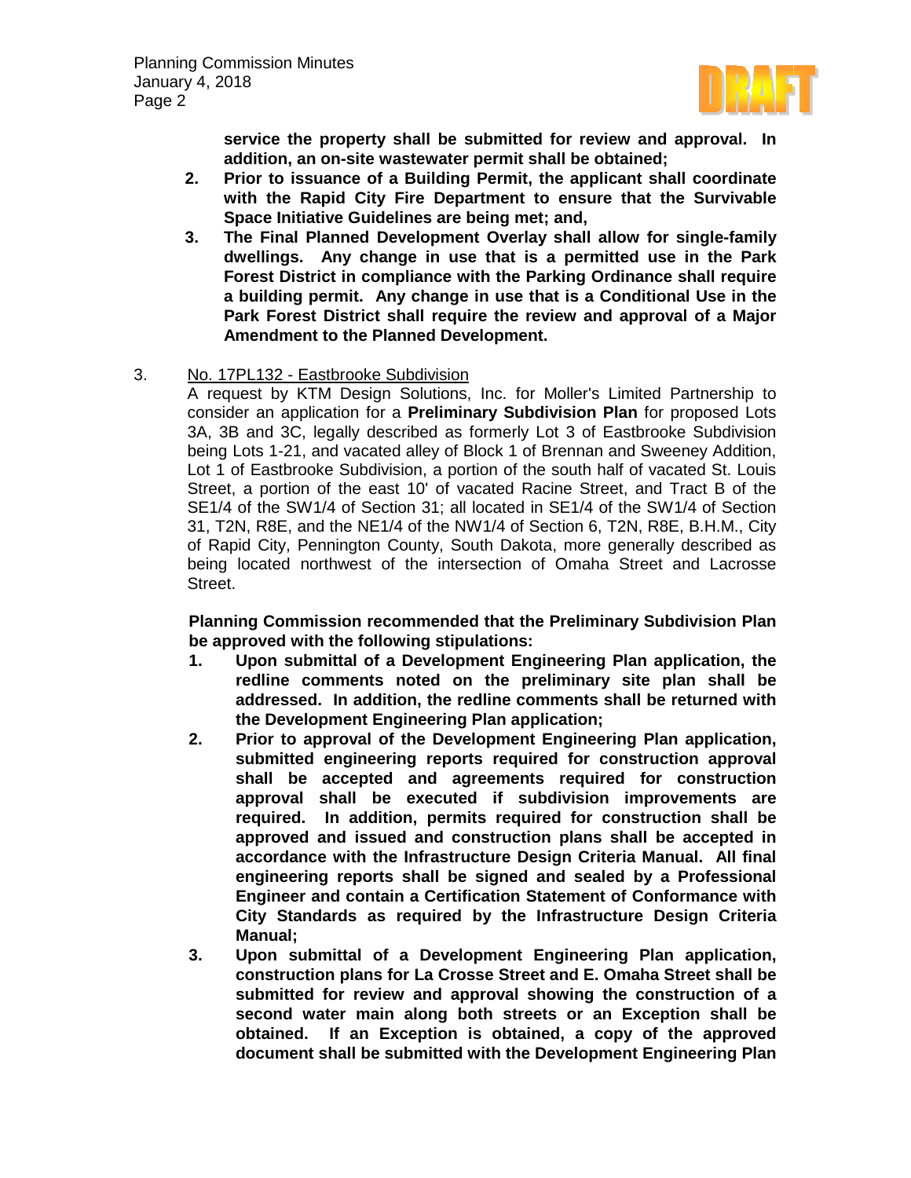**service the property shall be submitted for review and approval. In addition, an on-site wastewater permit shall be obtained;**

2. **Prior to issuance of a Building Permit, the applicant shall coordinate with the Rapid City Fire Department to ensure that the Survivable Space Initiative Guidelines are being met; and,**
3. **The Final Planned Development Overlay shall allow for single-family dwellings. Any change in use that is a permitted use in the Park Forest District in compliance with the Parking Ordinance shall require a building permit. Any change in use that is a Conditional Use in the Park Forest District shall require the review and approval of a Major Amendment to the Planned Development.**

3. No. 17PL132 - Eastbrooke Subdivision

A request by KTM Design Solutions, Inc. for Moller's Limited Partnership to consider an application for a **Preliminary Subdivision Plan** for proposed Lots 3A, 3B and 3C, legally described as formerly Lot 3 of Eastbrooke Subdivision being Lots 1-21, and vacated alley of Block 1 of Brennan and Sweeney Addition, Lot 1 of Eastbrooke Subdivision, a portion of the south half of vacated St. Louis Street, a portion of the east 10' of vacated Racine Street, and Tract B of the SE1/4 of the SW1/4 of Section 31; all located in SE1/4 of the SW1/4 of Section 31, T2N, R8E, and the NE1/4 of the NW1/4 of Section 6, T2N, R8E, B.H.M., City of Rapid City, Pennington County, South Dakota, more generally described as being located northwest of the intersection of Omaha Street and Lacrosse Street.

**Planning Commission recommended that the Preliminary Subdivision Plan be approved with the following stipulations:**

1. **Upon submittal of a Development Engineering Plan application, the redline comments noted on the preliminary site plan shall be addressed. In addition, the redline comments shall be returned with the Development Engineering Plan application;**
2. **Prior to approval of the Development Engineering Plan application, submitted engineering reports required for construction approval shall be accepted and agreements required for construction approval shall be executed if subdivision improvements are required. In addition, permits required for construction shall be approved and issued and construction plans shall be accepted in accordance with the Infrastructure Design Criteria Manual. All final engineering reports shall be signed and sealed by a Professional Engineer and contain a Certification Statement of Conformance with City Standards as required by the Infrastructure Design Criteria Manual;**
3. **Upon submittal of a Development Engineering Plan application, construction plans for La Crosse Street and E. Omaha Street shall be submitted for review and approval showing the construction of a second water main along both streets or an Exception shall be obtained. If an Exception is obtained, a copy of the approved document shall be submitted with the Development Engineering Plan**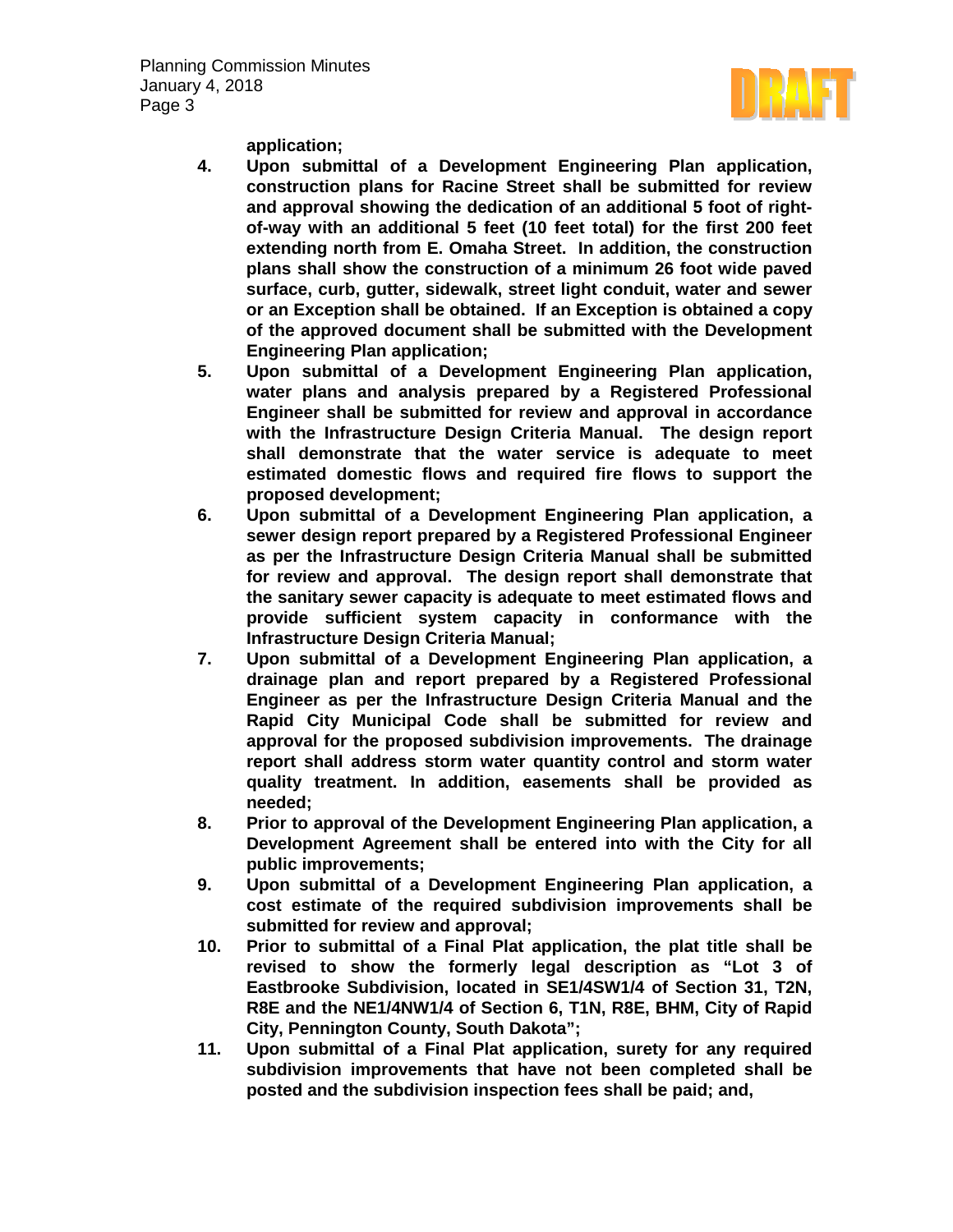**application;**

4. **Upon submittal of a Development Engineering Plan application, construction plans for Racine Street shall be submitted for review and approval showing the dedication of an additional 5 foot of right-of-way with an additional 5 feet (10 feet total) for the first 200 feet extending north from E. Omaha Street. In addition, the construction plans shall show the construction of a minimum 26 foot wide paved surface, curb, gutter, sidewalk, street light conduit, water and sewer or an Exception shall be obtained. If an Exception is obtained a copy of the approved document shall be submitted with the Development Engineering Plan application;**
5. **Upon submittal of a Development Engineering Plan application, water plans and analysis prepared by a Registered Professional Engineer shall be submitted for review and approval in accordance with the Infrastructure Design Criteria Manual. The design report shall demonstrate that the water service is adequate to meet estimated domestic flows and required fire flows to support the proposed development;**
6. **Upon submittal of a Development Engineering Plan application, a sewer design report prepared by a Registered Professional Engineer as per the Infrastructure Design Criteria Manual shall be submitted for review and approval. The design report shall demonstrate that the sanitary sewer capacity is adequate to meet estimated flows and provide sufficient system capacity in conformance with the Infrastructure Design Criteria Manual;**
7. **Upon submittal of a Development Engineering Plan application, a drainage plan and report prepared by a Registered Professional Engineer as per the Infrastructure Design Criteria Manual and the Rapid City Municipal Code shall be submitted for review and approval for the proposed subdivision improvements. The drainage report shall address storm water quantity control and storm water quality treatment. In addition, easements shall be provided as needed;**
8. **Prior to approval of the Development Engineering Plan application, a Development Agreement shall be entered into with the City for all public improvements;**
9. **Upon submittal of a Development Engineering Plan application, a cost estimate of the required subdivision improvements shall be submitted for review and approval;**
10. **Prior to submittal of a Final Plat application, the plat title shall be revised to show the formerly legal description as "Lot 3 of Eastbrooke Subdivision, located in SE1/4SW1/4 of Section 31, T2N, R8E and the NE1/4NW1/4 of Section 6, T1N, R8E, BHM, City of Rapid City, Pennington County, South Dakota";**
11. **Upon submittal of a Final Plat application, surety for any required subdivision improvements that have not been completed shall be posted and the subdivision inspection fees shall be paid; and,**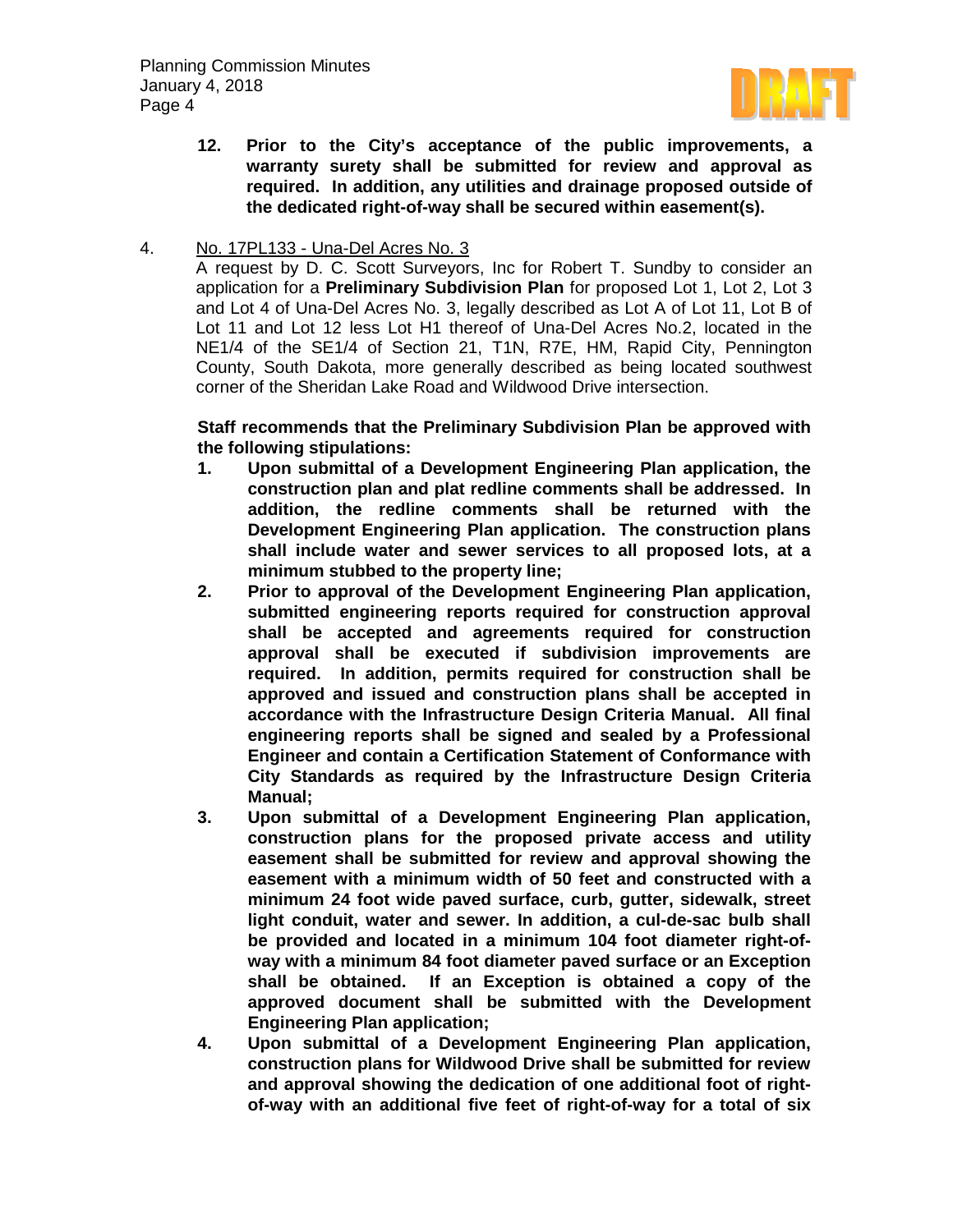**12. Prior to the City's acceptance of the public improvements, a warranty surety shall be submitted for review and approval as required. In addition, any utilities and drainage proposed outside of the dedicated right-of-way shall be secured within easement(s).**

4. No. 17PL133 - Una-Del Acres No. 3

A request by D. C. Scott Surveyors, Inc for Robert T. Sundby to consider an application for a **Preliminary Subdivision Plan** for proposed Lot 1, Lot 2, Lot 3 and Lot 4 of Una-Del Acres No. 3, legally described as Lot A of Lot 11, Lot B of Lot 11 and Lot 12 less Lot H1 thereof of Una-Del Acres No.2, located in the NE1/4 of the SE1/4 of Section 21, T1N, R7E, HM, Rapid City, Pennington County, South Dakota, more generally described as being located southwest corner of the Sheridan Lake Road and Wildwood Drive intersection.

**Staff recommends that the Preliminary Subdivision Plan be approved with the following stipulations:**

**1. Upon submittal of a Development Engineering Plan application, the construction plan and plat redline comments shall be addressed. In addition, the redline comments shall be returned with the Development Engineering Plan application. The construction plans shall include water and sewer services to all proposed lots, at a minimum stubbed to the property line;**

**2. Prior to approval of the Development Engineering Plan application, submitted engineering reports required for construction approval shall be accepted and agreements required for construction approval shall be executed if subdivision improvements are required. In addition, permits required for construction shall be approved and issued and construction plans shall be accepted in accordance with the Infrastructure Design Criteria Manual. All final engineering reports shall be signed and sealed by a Professional Engineer and contain a Certification Statement of Conformance with City Standards as required by the Infrastructure Design Criteria Manual;**

**3. Upon submittal of a Development Engineering Plan application, construction plans for the proposed private access and utility easement shall be submitted for review and approval showing the easement with a minimum width of 50 feet and constructed with a minimum 24 foot wide paved surface, curb, gutter, sidewalk, street light conduit, water and sewer. In addition, a cul-de-sac bulb shall be provided and located in a minimum 104 foot diameter right-of-way with a minimum 84 foot diameter paved surface or an Exception shall be obtained. If an Exception is obtained a copy of the approved document shall be submitted with the Development Engineering Plan application;**

**4. Upon submittal of a Development Engineering Plan application, construction plans for Wildwood Drive shall be submitted for review and approval showing the dedication of one additional foot of right-of-way with an additional five feet of right-of-way for a total of six**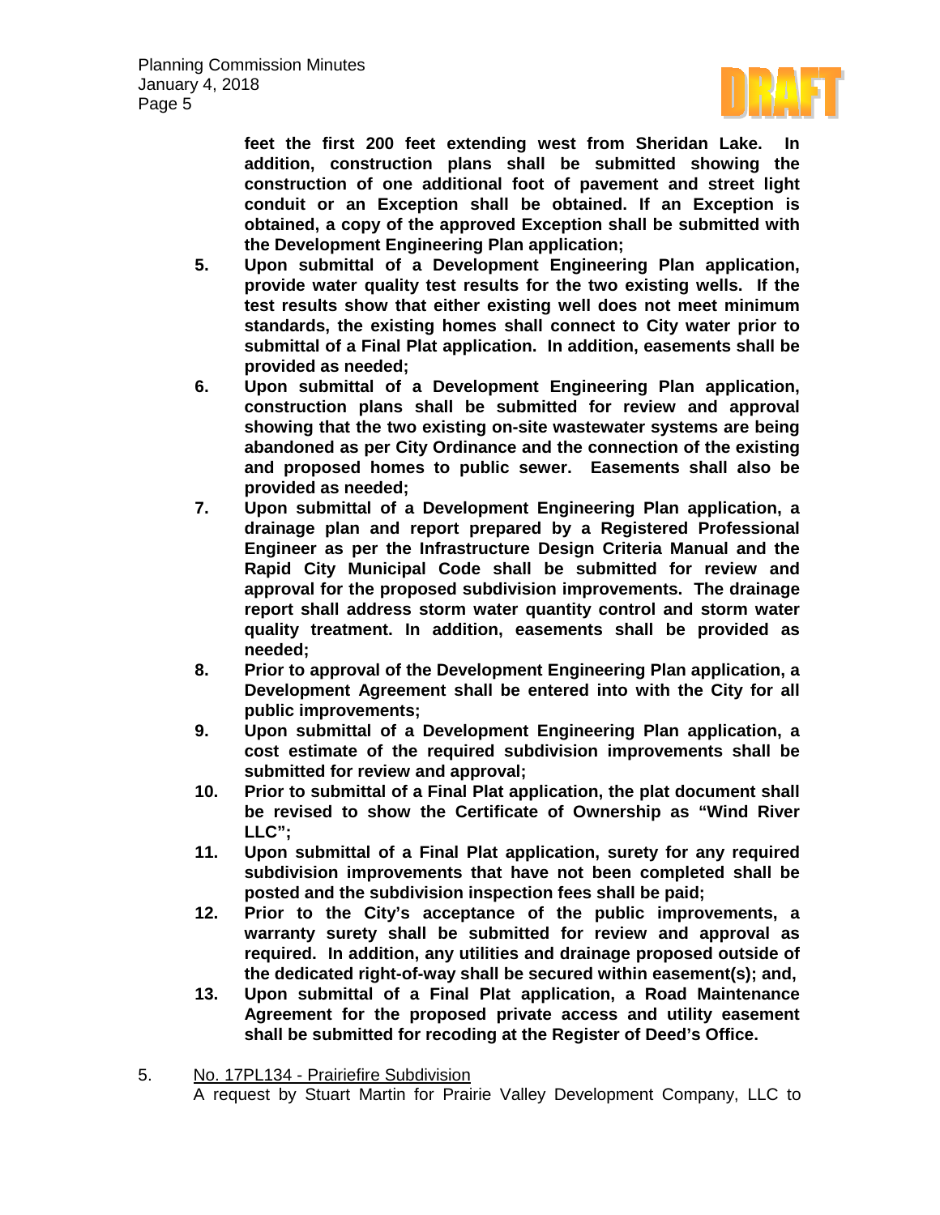**feet the first 200 feet extending west from Sheridan Lake. In addition, construction plans shall be submitted showing the construction of one additional foot of pavement and street light conduit or an Exception shall be obtained. If an Exception is obtained, a copy of the approved Exception shall be submitted with the Development Engineering Plan application;**

5. **Upon submittal of a Development Engineering Plan application, provide water quality test results for the two existing wells. If the test results show that either existing well does not meet minimum standards, the existing homes shall connect to City water prior to submittal of a Final Plat application. In addition, easements shall be provided as needed;**
6. **Upon submittal of a Development Engineering Plan application, construction plans shall be submitted for review and approval showing that the two existing on-site wastewater systems are being abandoned as per City Ordinance and the connection of the existing and proposed homes to public sewer. Easements shall also be provided as needed;**
7. **Upon submittal of a Development Engineering Plan application, a drainage plan and report prepared by a Registered Professional Engineer as per the Infrastructure Design Criteria Manual and the Rapid City Municipal Code shall be submitted for review and approval for the proposed subdivision improvements. The drainage report shall address storm water quantity control and storm water quality treatment. In addition, easements shall be provided as needed;**
8. **Prior to approval of the Development Engineering Plan application, a Development Agreement shall be entered into with the City for all public improvements;**
9. **Upon submittal of a Development Engineering Plan application, a cost estimate of the required subdivision improvements shall be submitted for review and approval;**
10. **Prior to submittal of a Final Plat application, the plat document shall be revised to show the Certificate of Ownership as "Wind River LLC";**
11. **Upon submittal of a Final Plat application, surety for any required subdivision improvements that have not been completed shall be posted and the subdivision inspection fees shall be paid;**
12. **Prior to the City's acceptance of the public improvements, a warranty surety shall be submitted for review and approval as required. In addition, any utilities and drainage proposed outside of the dedicated right-of-way shall be secured within easement(s); and,**
13. **Upon submittal of a Final Plat application, a Road Maintenance Agreement for the proposed private access and utility easement shall be submitted for recoding at the Register of Deed's Office.**

5. No. 17PL134 - Prairiefire Subdivision

A request by Stuart Martin for Prairie Valley Development Company, LLC to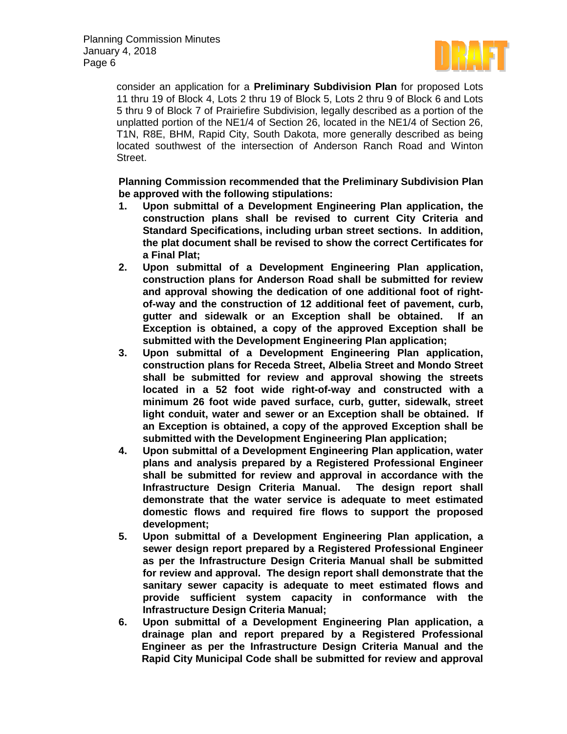consider an application for a **Preliminary Subdivision Plan** for proposed Lots 11 thru 19 of Block 4, Lots 2 thru 19 of Block 5, Lots 2 thru 9 of Block 6 and Lots 5 thru 9 of Block 7 of Prairiefire Subdivision, legally described as a portion of the unplatted portion of the NE1/4 of Section 26, located in the NE1/4 of Section 26, T1N, R8E, BHM, Rapid City, South Dakota, more generally described as being located southwest of the intersection of Anderson Ranch Road and Winton Street.

**Planning Commission recommended that the Preliminary Subdivision Plan be approved with the following stipulations:**

1. **Upon submittal of a Development Engineering Plan application, the construction plans shall be revised to current City Criteria and Standard Specifications, including urban street sections. In addition, the plat document shall be revised to show the correct Certificates for a Final Plat;**
2. **Upon submittal of a Development Engineering Plan application, construction plans for Anderson Road shall be submitted for review and approval showing the dedication of one additional foot of right-of-way and the construction of 12 additional feet of pavement, curb, gutter and sidewalk or an Exception shall be obtained. If an Exception is obtained, a copy of the approved Exception shall be submitted with the Development Engineering Plan application;**
3. **Upon submittal of a Development Engineering Plan application, construction plans for Receda Street, Albelia Street and Mondo Street shall be submitted for review and approval showing the streets located in a 52 foot wide right-of-way and constructed with a minimum 26 foot wide paved surface, curb, gutter, sidewalk, street light conduit, water and sewer or an Exception shall be obtained. If an Exception is obtained, a copy of the approved Exception shall be submitted with the Development Engineering Plan application;**
4. **Upon submittal of a Development Engineering Plan application, water plans and analysis prepared by a Registered Professional Engineer shall be submitted for review and approval in accordance with the Infrastructure Design Criteria Manual. The design report shall demonstrate that the water service is adequate to meet estimated domestic flows and required fire flows to support the proposed development;**
5. **Upon submittal of a Development Engineering Plan application, a sewer design report prepared by a Registered Professional Engineer as per the Infrastructure Design Criteria Manual shall be submitted for review and approval. The design report shall demonstrate that the sanitary sewer capacity is adequate to meet estimated flows and provide sufficient system capacity in conformance with the Infrastructure Design Criteria Manual;**
6. **Upon submittal of a Development Engineering Plan application, a drainage plan and report prepared by a Registered Professional Engineer as per the Infrastructure Design Criteria Manual and the Rapid City Municipal Code shall be submitted for review and approval**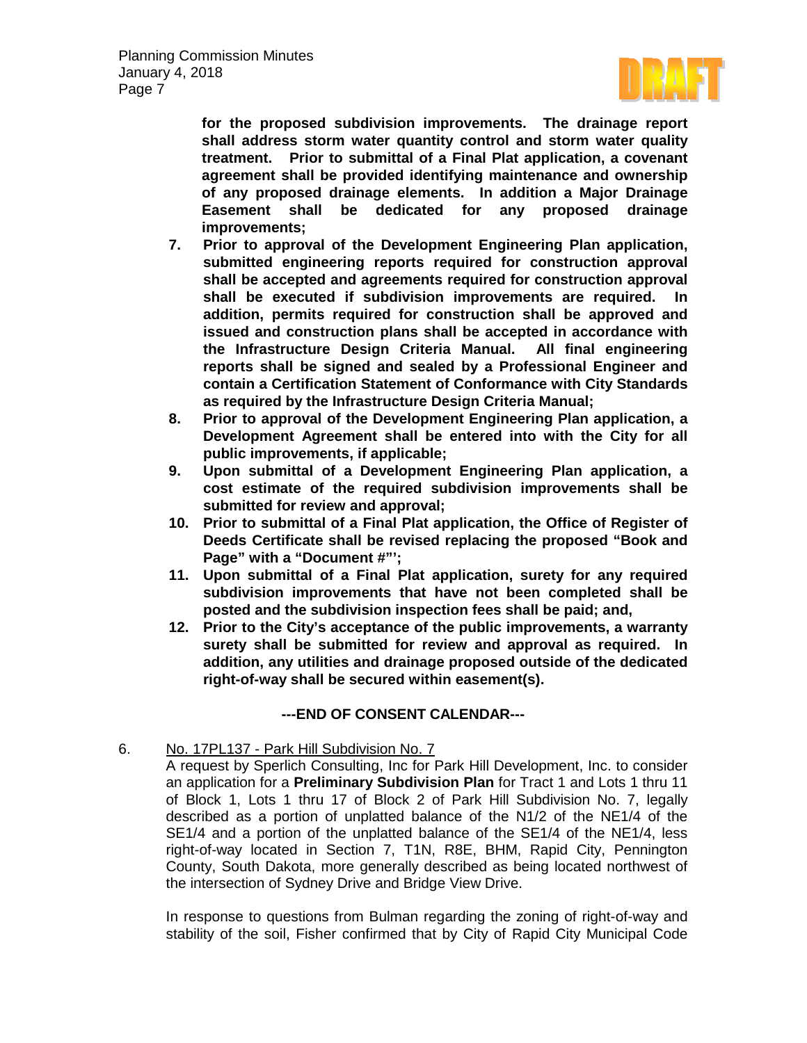**for the proposed subdivision improvements. The drainage report shall address storm water quantity control and storm water quality treatment. Prior to submittal of a Final Plat application, a covenant agreement shall be provided identifying maintenance and ownership of any proposed drainage elements. In addition a Major Drainage Easement shall be dedicated for any proposed drainage improvements;**

7. **Prior to approval of the Development Engineering Plan application, submitted engineering reports required for construction approval shall be accepted and agreements required for construction approval shall be executed if subdivision improvements are required. In addition, permits required for construction shall be approved and issued and construction plans shall be accepted in accordance with the Infrastructure Design Criteria Manual. All final engineering reports shall be signed and sealed by a Professional Engineer and contain a Certification Statement of Conformance with City Standards as required by the Infrastructure Design Criteria Manual;**
8. **Prior to approval of the Development Engineering Plan application, a Development Agreement shall be entered into with the City for all public improvements, if applicable;**
9. **Upon submittal of a Development Engineering Plan application, a cost estimate of the required subdivision improvements shall be submitted for review and approval;**
10. **Prior to submittal of a Final Plat application, the Office of Register of Deeds Certificate shall be revised replacing the proposed "Book and Page" with a "Document #"';**
11. **Upon submittal of a Final Plat application, surety for any required subdivision improvements that have not been completed shall be posted and the subdivision inspection fees shall be paid; and,**
12. **Prior to the City's acceptance of the public improvements, a warranty surety shall be submitted for review and approval as required. In addition, any utilities and drainage proposed outside of the dedicated right-of-way shall be secured within easement(s).**

**---END OF CONSENT CALENDAR---**

6. No. 17PL137 - Park Hill Subdivision No. 7

A request by Sperlich Consulting, Inc for Park Hill Development, Inc. to consider an application for a **Preliminary Subdivision Plan** for Tract 1 and Lots 1 thru 11 of Block 1, Lots 1 thru 17 of Block 2 of Park Hill Subdivision No. 7, legally described as a portion of unplatted balance of the N1/2 of the NE1/4 of the SE1/4 and a portion of the unplatted balance of the SE1/4 of the NE1/4, less right-of-way located in Section 7, T1N, R8E, BHM, Rapid City, Pennington County, South Dakota, more generally described as being located northwest of the intersection of Sydney Drive and Bridge View Drive.

In response to questions from Bulman regarding the zoning of right-of-way and stability of the soil, Fisher confirmed that by City of Rapid City Municipal Code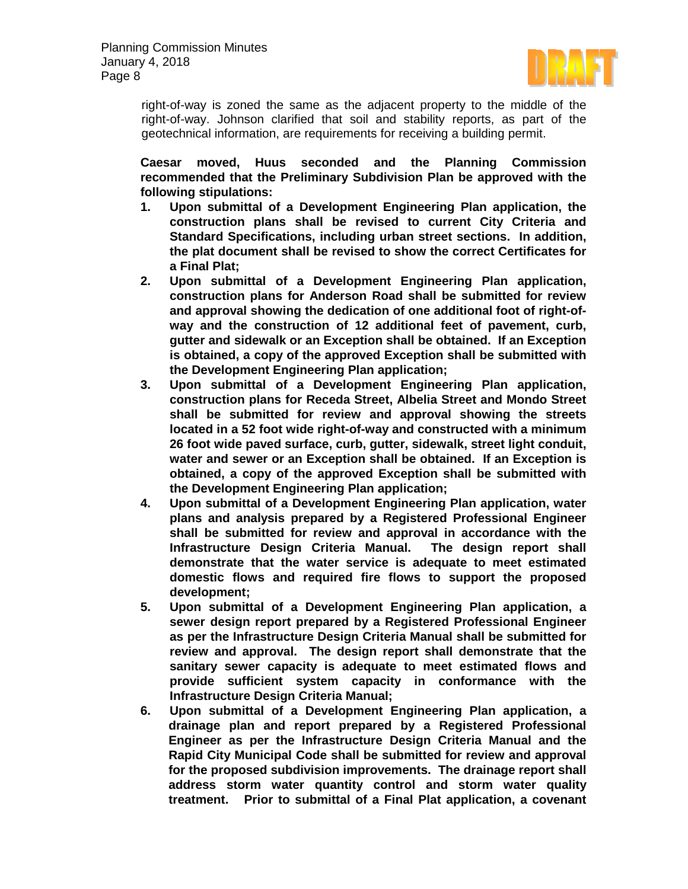right-of-way is zoned the same as the adjacent property to the middle of the right-of-way. Johnson clarified that soil and stability reports, as part of the geotechnical information, are requirements for receiving a building permit.

**Caesar moved, Huus seconded and the Planning Commission recommended that the Preliminary Subdivision Plan be approved with the following stipulations:**

1. **Upon submittal of a Development Engineering Plan application, the construction plans shall be revised to current City Criteria and Standard Specifications, including urban street sections. In addition, the plat document shall be revised to show the correct Certificates for a Final Plat;**
2. **Upon submittal of a Development Engineering Plan application, construction plans for Anderson Road shall be submitted for review and approval showing the dedication of one additional foot of right-of-way and the construction of 12 additional feet of pavement, curb, gutter and sidewalk or an Exception shall be obtained. If an Exception is obtained, a copy of the approved Exception shall be submitted with the Development Engineering Plan application;**
3. **Upon submittal of a Development Engineering Plan application, construction plans for Receda Street, Albelia Street and Mondo Street shall be submitted for review and approval showing the streets located in a 52 foot wide right-of-way and constructed with a minimum 26 foot wide paved surface, curb, gutter, sidewalk, street light conduit, water and sewer or an Exception shall be obtained. If an Exception is obtained, a copy of the approved Exception shall be submitted with the Development Engineering Plan application;**
4. **Upon submittal of a Development Engineering Plan application, water plans and analysis prepared by a Registered Professional Engineer shall be submitted for review and approval in accordance with the Infrastructure Design Criteria Manual. The design report shall demonstrate that the water service is adequate to meet estimated domestic flows and required fire flows to support the proposed development;**
5. **Upon submittal of a Development Engineering Plan application, a sewer design report prepared by a Registered Professional Engineer as per the Infrastructure Design Criteria Manual shall be submitted for review and approval. The design report shall demonstrate that the sanitary sewer capacity is adequate to meet estimated flows and provide sufficient system capacity in conformance with the Infrastructure Design Criteria Manual;**
6. **Upon submittal of a Development Engineering Plan application, a drainage plan and report prepared by a Registered Professional Engineer as per the Infrastructure Design Criteria Manual and the Rapid City Municipal Code shall be submitted for review and approval for the proposed subdivision improvements. The drainage report shall address storm water quantity control and storm water quality treatment. Prior to submittal of a Final Plat application, a covenant**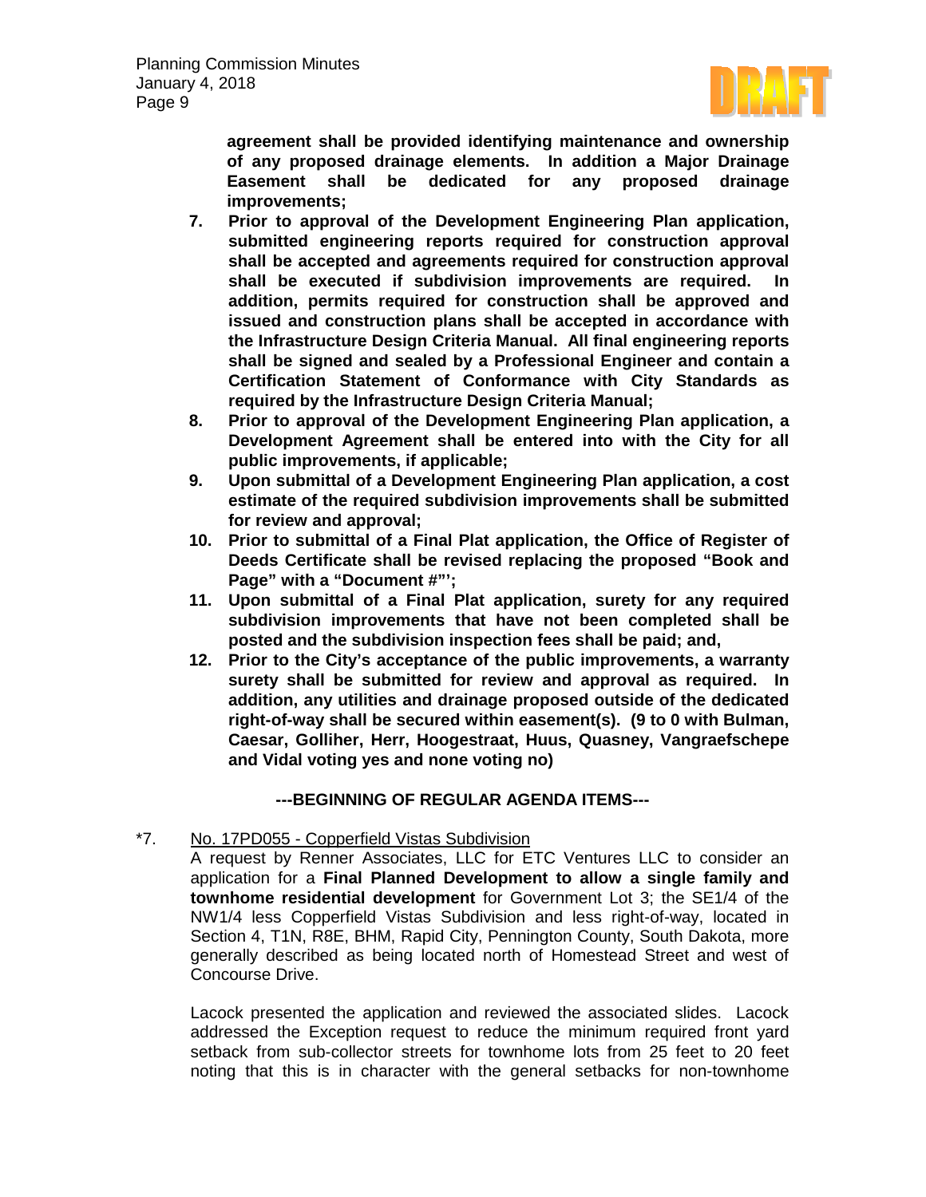**agreement shall be provided identifying maintenance and ownership of any proposed drainage elements. In addition a Major Drainage Easement shall be dedicated for any proposed drainage improvements;**

7. **Prior to approval of the Development Engineering Plan application, submitted engineering reports required for construction approval shall be accepted and agreements required for construction approval shall be executed if subdivision improvements are required. In addition, permits required for construction shall be approved and issued and construction plans shall be accepted in accordance with the Infrastructure Design Criteria Manual. All final engineering reports shall be signed and sealed by a Professional Engineer and contain a Certification Statement of Conformance with City Standards as required by the Infrastructure Design Criteria Manual;**
8. **Prior to approval of the Development Engineering Plan application, a Development Agreement shall be entered into with the City for all public improvements, if applicable;**
9. **Upon submittal of a Development Engineering Plan application, a cost estimate of the required subdivision improvements shall be submitted for review and approval;**
10. **Prior to submittal of a Final Plat application, the Office of Register of Deeds Certificate shall be revised replacing the proposed "Book and Page" with a "Document #"';**
11. **Upon submittal of a Final Plat application, surety for any required subdivision improvements that have not been completed shall be posted and the subdivision inspection fees shall be paid; and,**
12. **Prior to the City's acceptance of the public improvements, a warranty surety shall be submitted for review and approval as required. In addition, any utilities and drainage proposed outside of the dedicated right-of-way shall be secured within easement(s). (9 to 0 with Bulman, Caesar, Golliher, Herr, Hoogestraat, Huus, Quasney, Vangraefschepe and Vidal voting yes and none voting no)**

**---BEGINNING OF REGULAR AGENDA ITEMS---**

*7. No. 17PD055 - Copperfield Vistas Subdivision

A request by Renner Associates, LLC for ETC Ventures LLC to consider an application for a **Final Planned Development to allow a single family and townhome residential development** for Government Lot 3; the SE1/4 of the NW1/4 less Copperfield Vistas Subdivision and less right-of-way, located in Section 4, T1N, R8E, BHM, Rapid City, Pennington County, South Dakota, more generally described as being located north of Homestead Street and west of Concourse Drive.

Lacock presented the application and reviewed the associated slides. Lacock addressed the Exception request to reduce the minimum required front yard setback from sub-collector streets for townhome lots from 25 feet to 20 feet noting that this is in character with the general setbacks for non-townhome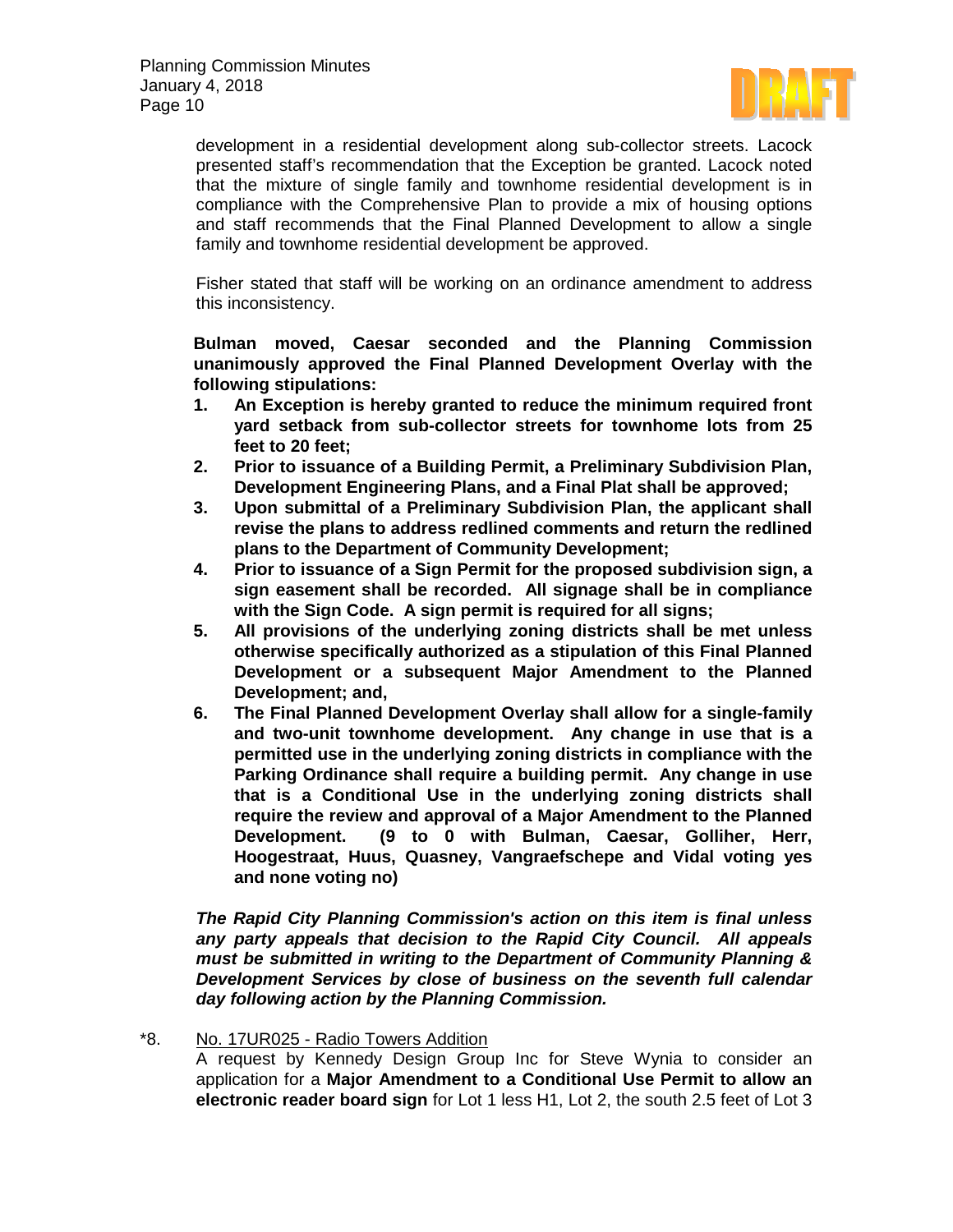development in a residential development along sub-collector streets. Lacock presented staff's recommendation that the Exception be granted. Lacock noted that the mixture of single family and townhome residential development is in compliance with the Comprehensive Plan to provide a mix of housing options and staff recommends that the Final Planned Development to allow a single family and townhome residential development be approved.

Fisher stated that staff will be working on an ordinance amendment to address this inconsistency.

**Bulman moved, Caesar seconded and the Planning Commission unanimously approved the Final Planned Development Overlay with the following stipulations:**

1. **An Exception is hereby granted to reduce the minimum required front yard setback from sub-collector streets for townhome lots from 25 feet to 20 feet;**
2. **Prior to issuance of a Building Permit, a Preliminary Subdivision Plan, Development Engineering Plans, and a Final Plat shall be approved;**
3. **Upon submittal of a Preliminary Subdivision Plan, the applicant shall revise the plans to address redlined comments and return the redlined plans to the Department of Community Development;**
4. **Prior to issuance of a Sign Permit for the proposed subdivision sign, a sign easement shall be recorded. All signage shall be in compliance with the Sign Code. A sign permit is required for all signs;**
5. **All provisions of the underlying zoning districts shall be met unless otherwise specifically authorized as a stipulation of this Final Planned Development or a subsequent Major Amendment to the Planned Development; and,**
6. **The Final Planned Development Overlay shall allow for a single-family and two-unit townhome development. Any change in use that is a permitted use in the underlying zoning districts in compliance with the Parking Ordinance shall require a building permit. Any change in use that is a Conditional Use in the underlying zoning districts shall require the review and approval of a Major Amendment to the Planned Development. (9 to 0 with Bulman, Caesar, Golliher, Herr, Hoogestraat, Huus, Quasney, Vangraefschepe and Vidal voting yes and none voting no)**

***The Rapid City Planning Commission's action on this item is final unless any party appeals that decision to the Rapid City Council. All appeals must be submitted in writing to the Department of Community Planning & Development Services by close of business on the seventh full calendar day following action by the Planning Commission.***

*8. No. 17UR025 - Radio Towers Addition

A request by Kennedy Design Group Inc for Steve Wynia to consider an application for a **Major Amendment to a Conditional Use Permit to allow an electronic reader board sign** for Lot 1 less H1, Lot 2, the south 2.5 feet of Lot 3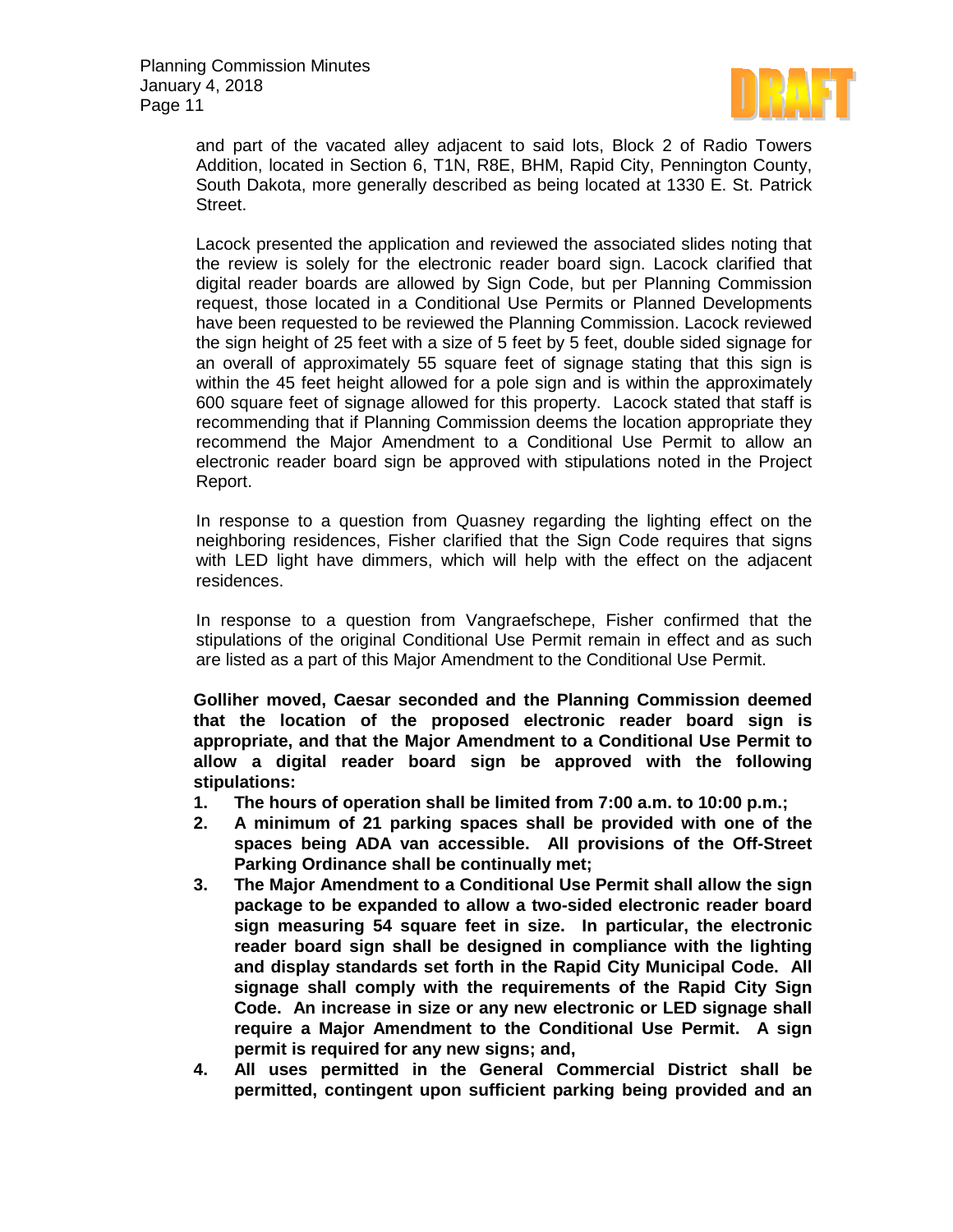and part of the vacated alley adjacent to said lots, Block 2 of Radio Towers Addition, located in Section 6, T1N, R8E, BHM, Rapid City, Pennington County, South Dakota, more generally described as being located at 1330 E. St. Patrick Street.

Lacock presented the application and reviewed the associated slides noting that the review is solely for the electronic reader board sign. Lacock clarified that digital reader boards are allowed by Sign Code, but per Planning Commission request, those located in a Conditional Use Permits or Planned Developments have been requested to be reviewed the Planning Commission. Lacock reviewed the sign height of 25 feet with a size of 5 feet by 5 feet, double sided signage for an overall of approximately 55 square feet of signage stating that this sign is within the 45 feet height allowed for a pole sign and is within the approximately 600 square feet of signage allowed for this property. Lacock stated that staff is recommending that if Planning Commission deems the location appropriate they recommend the Major Amendment to a Conditional Use Permit to allow an electronic reader board sign be approved with stipulations noted in the Project Report.

In response to a question from Quasney regarding the lighting effect on the neighboring residences, Fisher clarified that the Sign Code requires that signs with LED light have dimmers, which will help with the effect on the adjacent residences.

In response to a question from Vangraefschepe, Fisher confirmed that the stipulations of the original Conditional Use Permit remain in effect and as such are listed as a part of this Major Amendment to the Conditional Use Permit.

**Golliher moved, Caesar seconded and the Planning Commission deemed that the location of the proposed electronic reader board sign is appropriate, and that the Major Amendment to a Conditional Use Permit to allow a digital reader board sign be approved with the following stipulations:**

1. **The hours of operation shall be limited from 7:00 a.m. to 10:00 p.m.;**
2. **A minimum of 21 parking spaces shall be provided with one of the spaces being ADA van accessible. All provisions of the Off-Street Parking Ordinance shall be continually met;**
3. **The Major Amendment to a Conditional Use Permit shall allow the sign package to be expanded to allow a two-sided electronic reader board sign measuring 54 square feet in size. In particular, the electronic reader board sign shall be designed in compliance with the lighting and display standards set forth in the Rapid City Municipal Code. All signage shall comply with the requirements of the Rapid City Sign Code. An increase in size or any new electronic or LED signage shall require a Major Amendment to the Conditional Use Permit. A sign permit is required for any new signs; and,**
4. **All uses permitted in the General Commercial District shall be permitted, contingent upon sufficient parking being provided and an**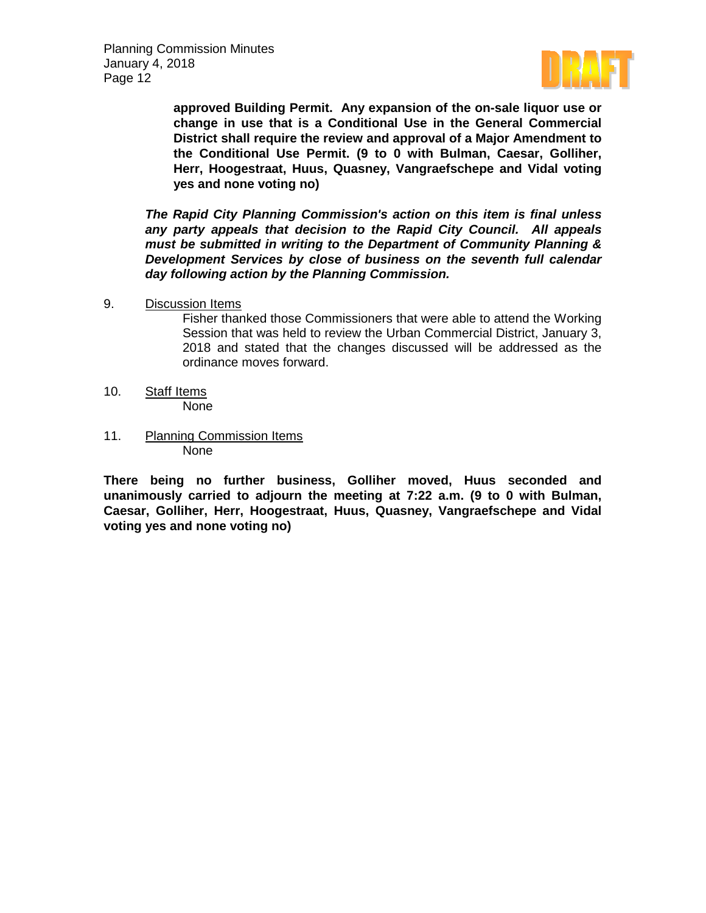**approved Building Permit. Any expansion of the on-sale liquor use or change in use that is a Conditional Use in the General Commercial District shall require the review and approval of a Major Amendment to the Conditional Use Permit. (9 to 0 with Bulman, Caesar, Golliher, Herr, Hoogestraat, Huus, Quasney, Vangraefschepe and Vidal voting yes and none voting no)**

***The Rapid City Planning Commission's action on this item is final unless any party appeals that decision to the Rapid City Council. All appeals must be submitted in writing to the Department of Community Planning & Development Services by close of business on the seventh full calendar day following action by the Planning Commission.***

9. Discussion Items

   Fisher thanked those Commissioners that were able to attend the Working Session that was held to review the Urban Commercial District, January 3, 2018 and stated that the changes discussed will be addressed as the ordinance moves forward.

10. Staff Items

    None

11. Planning Commission Items

    None

**There being no further business, Golliher moved, Huus seconded and unanimously carried to adjourn the meeting at 7:22 a.m. (9 to 0 with Bulman, Caesar, Golliher, Herr, Hoogestraat, Huus, Quasney, Vangraefschepe and Vidal voting yes and none voting no)**